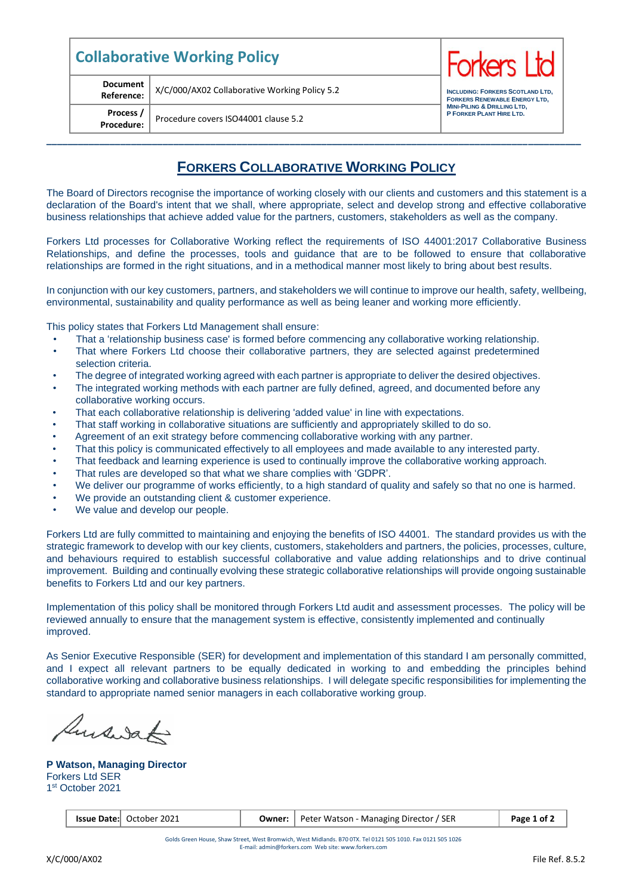| Collaborative Working Policy | | Forkers Ltd |
| --- | --- | --- |
| **Document Reference:** | X/C/000/AX02 Collaborative Working Policy 5.2 | INCLUDING: FORKERS SCOTLAND LTD, FORKERS RENEWABLE ENERGY LTD, MINI-PILING & DRILLING LTD, P FORKER PLANT HIRE LTD. |
| **Process / Procedure:** | Procedure covers ISO44001 clause 5.2 | |

# FORKERS COLLABORATIVE WORKING POLICY

The Board of Directors recognise the importance of working closely with our clients and customers and this statement is a declaration of the Board's intent that we shall, where appropriate, select and develop strong and effective collaborative business relationships that achieve added value for the partners, customers, stakeholders as well as the company.

Forkers Ltd processes for Collaborative Working reflect the requirements of ISO 44001:2017 Collaborative Business Relationships, and define the processes, tools and guidance that are to be followed to ensure that collaborative relationships are formed in the right situations, and in a methodical manner most likely to bring about best results.

In conjunction with our key customers, partners, and stakeholders we will continue to improve our health, safety, wellbeing, environmental, sustainability and quality performance as well as being leaner and working more efficiently.

This policy states that Forkers Ltd Management shall ensure:

- That a 'relationship business case' is formed before commencing any collaborative working relationship.
- That where Forkers Ltd choose their collaborative partners, they are selected against predetermined selection criteria.
- The degree of integrated working agreed with each partner is appropriate to deliver the desired objectives.
- The integrated working methods with each partner are fully defined, agreed, and documented before any collaborative working occurs.
- That each collaborative relationship is delivering 'added value' in line with expectations.
- That staff working in collaborative situations are sufficiently and appropriately skilled to do so.
- Agreement of an exit strategy before commencing collaborative working with any partner.
- That this policy is communicated effectively to all employees and made available to any interested party.
- That feedback and learning experience is used to continually improve the collaborative working approach.
- That rules are developed so that what we share complies with 'GDPR'.
- We deliver our programme of works efficiently, to a high standard of quality and safely so that no one is harmed.
- We provide an outstanding client & customer experience.
- We value and develop our people.

Forkers Ltd are fully committed to maintaining and enjoying the benefits of ISO 44001. The standard provides us with the strategic framework to develop with our key clients, customers, stakeholders and partners, the policies, processes, culture, and behaviours required to establish successful collaborative and value adding relationships and to drive continual improvement. Building and continually evolving these strategic collaborative relationships will provide ongoing sustainable benefits to Forkers Ltd and our key partners.

Implementation of this policy shall be monitored through Forkers Ltd audit and assessment processes. The policy will be reviewed annually to ensure that the management system is effective, consistently implemented and continually improved.

As Senior Executive Responsible (SER) for development and implementation of this standard I am personally committed, and I expect all relevant partners to be equally dedicated in working to and embedding the principles behind collaborative working and collaborative business relationships. I will delegate specific responsibilities for implementing the standard to appropriate named senior managers in each collaborative working group.

**P Watson, Managing Director**
Forkers Ltd SER
1st October 2021

| **Issue Date:** | October 2021 | **Owner:** | Peter Watson - Managing Director / SER |
| --- | --- | --- | --- |

Golds Green House, Shaw Street, West Bromwich, West Midlands. B70 0TX. Tel 0121 505 1010. Fax 0121 505 1026
E-mail: admin@forkers.com Web site: www.forkers.com

X/C/000/AX02 File Ref. 8.5.2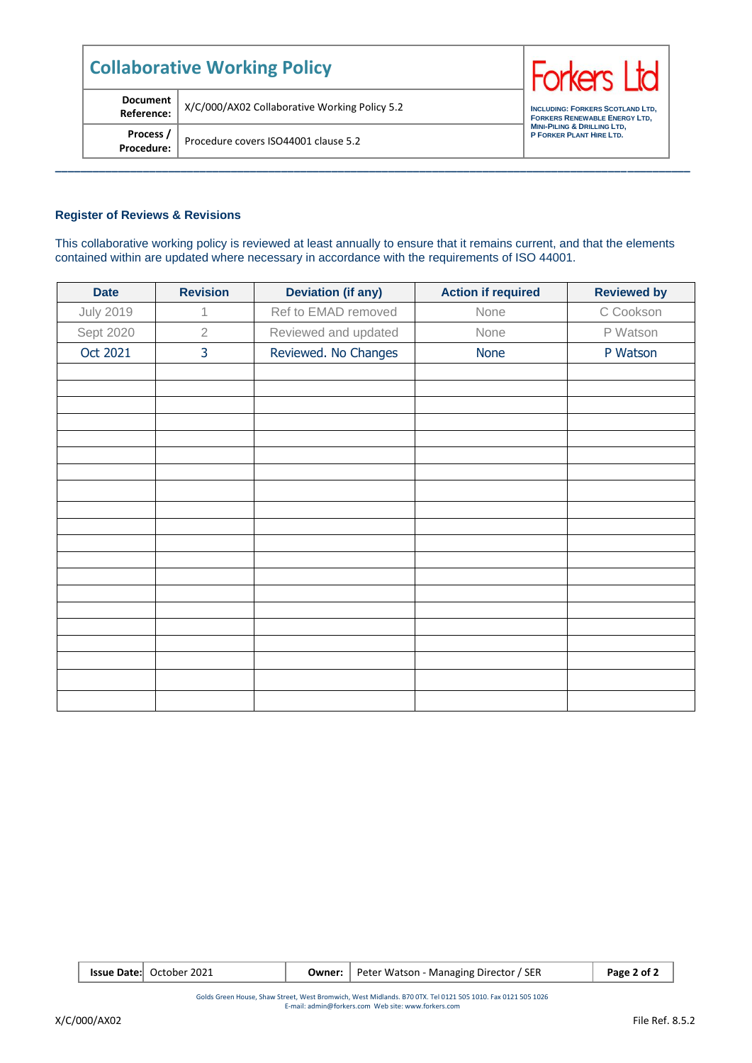# Collaborative Working Policy

| | |
|---|---|
| **Document Reference:** | X/C/000/AX02 Collaborative Working Policy 5.2 |
| **Process / Procedure:** | Procedure covers ISO44001 clause 5.2 |

Forkers Ltd

INCLUDING: FORKERS SCOTLAND LTD, FORKERS RENEWABLE ENERGY LTD, MINI-PILING & DRILLING LTD, P FORKER PLANT HIRE LTD.

## Register of Reviews & Revisions

This collaborative working policy is reviewed at least annually to ensure that it remains current, and that the elements contained within are updated where necessary in accordance with the requirements of ISO 44001.

| Date | Revision | Deviation (if any) | Action if required | Reviewed by |
|---|---|---|---|---|
| July 2019 | 1 | Ref to EMAD removed | None | C Cookson |
| Sept 2020 | 2 | Reviewed and updated | None | P Watson |
| Oct 2021 | 3 | Reviewed. No Changes | None | P Watson |
| | | | | |
| | | | | |
| | | | | |
| | | | | |
| | | | | |
| | | | | |
| | | | | |
| | | | | |
| | | | | |
| | | | | |
| | | | | |
| | | | | |
| | | | | |
| | | | | |
| | | | | |
| | | | | |
| | | | | |
| | | | | |
| | | | | |
| | | | | |

| | | | | |
|---|---|---|---|---|
| **Issue Date:** | October 2021 | **Owner:** | Peter Watson - Managing Director / SER | |

Golds Green House, Shaw Street, West Bromwich, West Midlands. B70 0TX. Tel 0121 505 1010. Fax 0121 505 1026
E-mail: admin@forkers.com Web site: www.forkers.com

X/C/000/AX02 File Ref. 8.5.2